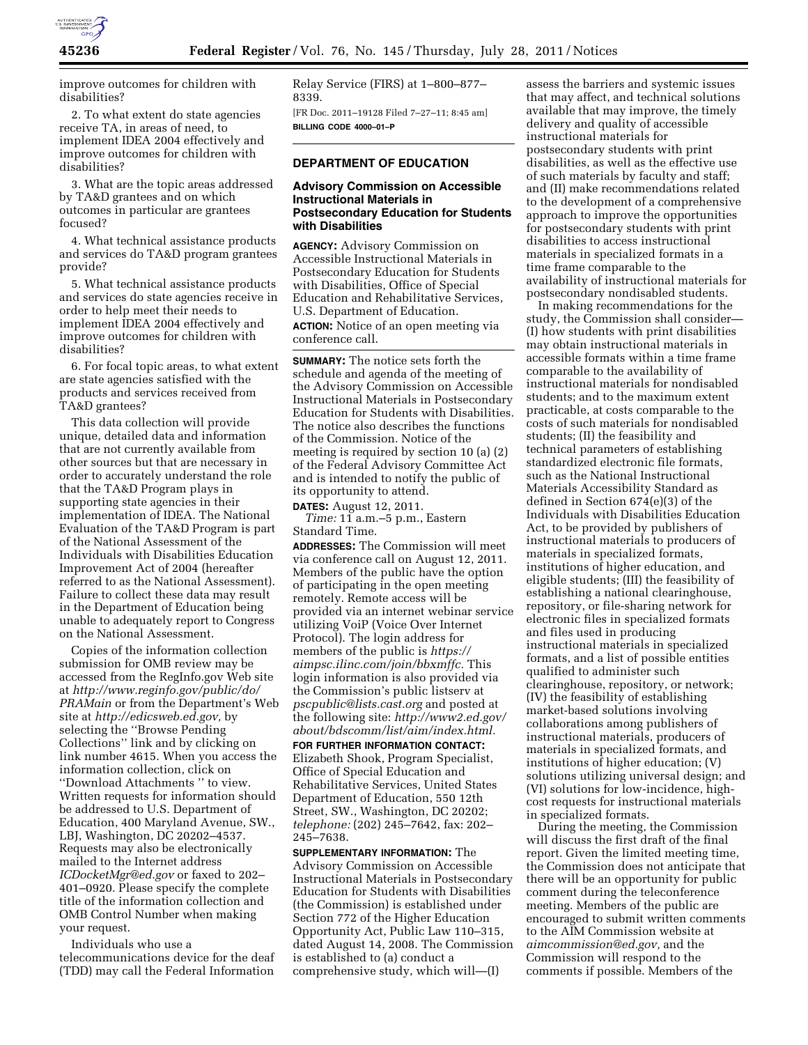improve outcomes for children with disabilities?

2. To what extent do state agencies receive TA, in areas of need, to implement IDEA 2004 effectively and improve outcomes for children with disabilities?

3. What are the topic areas addressed by TA&D grantees and on which outcomes in particular are grantees focused?

4. What technical assistance products and services do TA&D program grantees provide?

5. What technical assistance products and services do state agencies receive in order to help meet their needs to implement IDEA 2004 effectively and improve outcomes for children with disabilities?

6. For focal topic areas, to what extent are state agencies satisfied with the products and services received from TA&D grantees?

This data collection will provide unique, detailed data and information that are not currently available from other sources but that are necessary in order to accurately understand the role that the TA&D Program plays in supporting state agencies in their implementation of IDEA. The National Evaluation of the TA&D Program is part of the National Assessment of the Individuals with Disabilities Education Improvement Act of 2004 (hereafter referred to as the National Assessment). Failure to collect these data may result in the Department of Education being unable to adequately report to Congress on the National Assessment.

Copies of the information collection submission for OMB review may be accessed from the RegInfo.gov Web site at *http://www.reginfo.gov/public/do/PRAMain* or from the Department's Web site at *http://edicsweb.ed.gov,* by selecting the ''Browse Pending Collections'' link and by clicking on link number 4615. When you access the information collection, click on ''Download Attachments '' to view. Written requests for information should be addressed to U.S. Department of Education, 400 Maryland Avenue, SW., LBJ, Washington, DC 20202–4537. Requests may also be electronically mailed to the Internet address *ICDocketMgr@ed.gov* or faxed to 202–401–0920. Please specify the complete title of the information collection and OMB Control Number when making your request.

Individuals who use a telecommunications device for the deaf (TDD) may call the Federal Information Relay Service (FIRS) at 1–800–877–8339.

[FR Doc. 2011–19128 Filed 7–27–11; 8:45 am]

**BILLING CODE 4000–01–P**

## DEPARTMENT OF EDUCATION

### Advisory Commission on Accessible Instructional Materials in Postsecondary Education for Students with Disabilities

**AGENCY:** Advisory Commission on Accessible Instructional Materials in Postsecondary Education for Students with Disabilities, Office of Special Education and Rehabilitative Services, U.S. Department of Education.

**ACTION:** Notice of an open meeting via conference call.

**SUMMARY:** The notice sets forth the schedule and agenda of the meeting of the Advisory Commission on Accessible Instructional Materials in Postsecondary Education for Students with Disabilities. The notice also describes the functions of the Commission. Notice of the meeting is required by section 10 (a) (2) of the Federal Advisory Committee Act and is intended to notify the public of its opportunity to attend.

**DATES:** August 12, 2011.

*Time:* 11 a.m.–5 p.m., Eastern Standard Time.

**ADDRESSES:** The Commission will meet via conference call on August 12, 2011. Members of the public have the option of participating in the open meeting remotely. Remote access will be provided via an internet webinar service utilizing VoIP (Voice Over Internet Protocol). The login address for members of the public is *https://aimpsc.ilinc.com/join/bbxmffc.* This login information is also provided via the Commission's public listserv at *pscpublic@lists.cast.org* and posted at the following site: *http://www2.ed.gov/about/bdscomm/list/aim/index.html.*

**FOR FURTHER INFORMATION CONTACT:** Elizabeth Shook, Program Specialist, Office of Special Education and Rehabilitative Services, United States Department of Education, 550 12th Street, SW., Washington, DC 20202; *telephone:* (202) 245–7642, fax: 202–245–7638.

**SUPPLEMENTARY INFORMATION:** The Advisory Commission on Accessible Instructional Materials in Postsecondary Education for Students with Disabilities (the Commission) is established under Section 772 of the Higher Education Opportunity Act, Public Law 110–315, dated August 14, 2008. The Commission is established to (a) conduct a comprehensive study, which will—(I) assess the barriers and systemic issues that may affect, and technical solutions available that may improve, the timely delivery and quality of accessible instructional materials for postsecondary students with print disabilities, as well as the effective use of such materials by faculty and staff; and (II) make recommendations related to the development of a comprehensive approach to improve the opportunities for postsecondary students with print disabilities to access instructional materials in specialized formats in a time frame comparable to the availability of instructional materials for postsecondary nondisabled students.

In making recommendations for the study, the Commission shall consider—(I) how students with print disabilities may obtain instructional materials in accessible formats within a time frame comparable to the availability of instructional materials for nondisabled students; and to the maximum extent practicable, at costs comparable to the costs of such materials for nondisabled students; (II) the feasibility and technical parameters of establishing standardized electronic file formats, such as the National Instructional Materials Accessibility Standard as defined in Section 674(e)(3) of the Individuals with Disabilities Education Act, to be provided by publishers of instructional materials to producers of materials in specialized formats, institutions of higher education, and eligible students; (III) the feasibility of establishing a national clearinghouse, repository, or file-sharing network for electronic files in specialized formats and files used in producing instructional materials in specialized formats, and a list of possible entities qualified to administer such clearinghouse, repository, or network; (IV) the feasibility of establishing market-based solutions involving collaborations among publishers of instructional materials, producers of materials in specialized formats, and institutions of higher education; (V) solutions utilizing universal design; and (VI) solutions for low-incidence, high-cost requests for instructional materials in specialized formats.

During the meeting, the Commission will discuss the first draft of the final report. Given the limited meeting time, the Commission does not anticipate that there will be an opportunity for public comment during the teleconference meeting. Members of the public are encouraged to submit written comments to the AIM Commission website at *aimcommission@ed.gov,* and the Commission will respond to the comments if possible. Members of the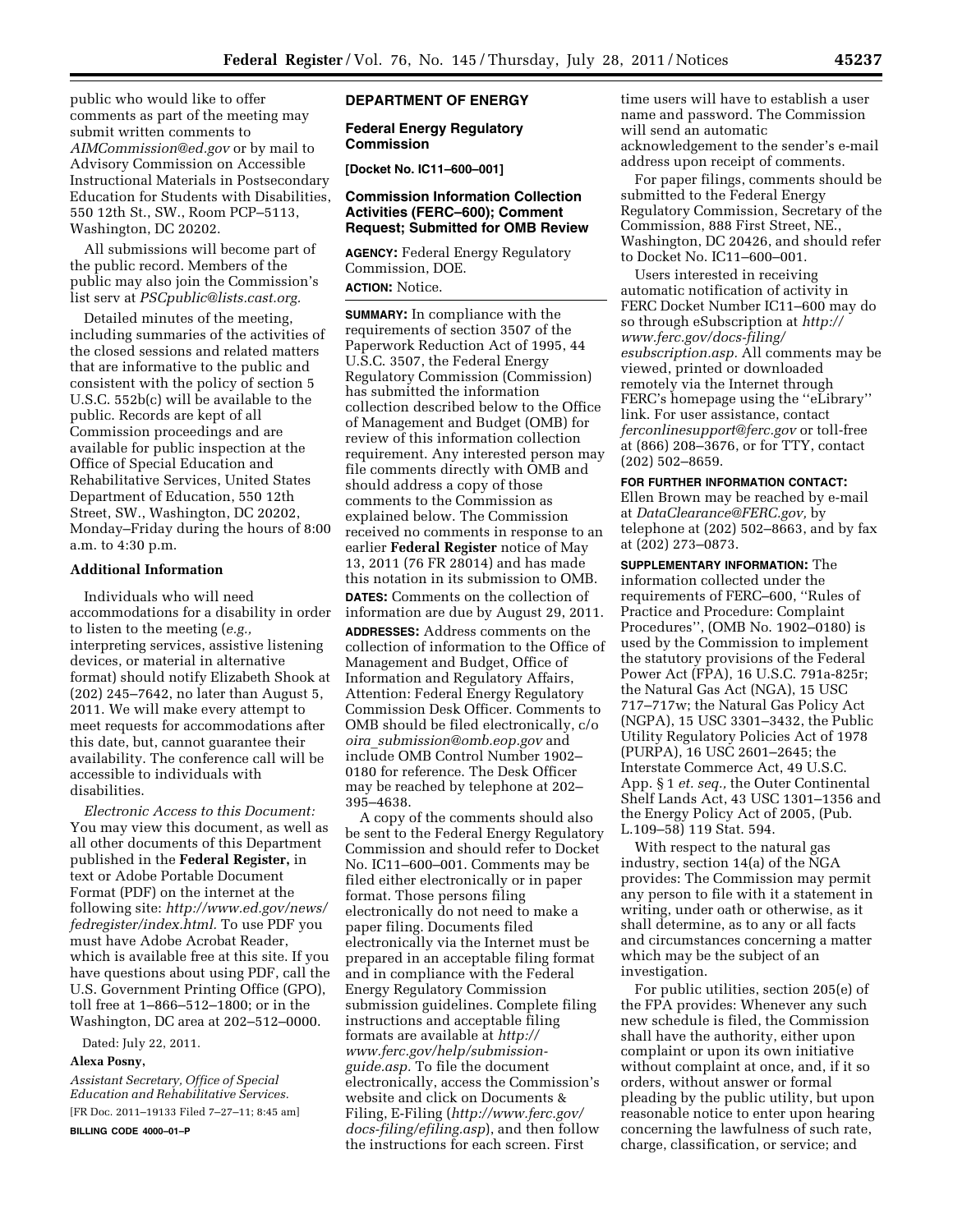public who would like to offer comments as part of the meeting may submit written comments to *AIMCommission@ed.gov* or by mail to Advisory Commission on Accessible Instructional Materials in Postsecondary Education for Students with Disabilities, 550 12th St., SW., Room PCP–5113, Washington, DC 20202.

All submissions will become part of the public record. Members of the public may also join the Commission's list serv at *PSCpublic@lists.cast.org.*

Detailed minutes of the meeting, including summaries of the activities of the closed sessions and related matters that are informative to the public and consistent with the policy of section 5 U.S.C. 552b(c) will be available to the public. Records are kept of all Commission proceedings and are available for public inspection at the Office of Special Education and Rehabilitative Services, United States Department of Education, 550 12th Street, SW., Washington, DC 20202, Monday–Friday during the hours of 8:00 a.m. to 4:30 p.m.

**Additional Information**

Individuals who will need accommodations for a disability in order to listen to the meeting (*e.g.,* interpreting services, assistive listening devices, or material in alternative format) should notify Elizabeth Shook at (202) 245–7642, no later than August 5, 2011. We will make every attempt to meet requests for accommodations after this date, but, cannot guarantee their availability. The conference call will be accessible to individuals with disabilities.

*Electronic Access to this Document:* You may view this document, as well as all other documents of this Department published in the **Federal Register,** in text or Adobe Portable Document Format (PDF) on the internet at the following site: *http://www.ed.gov/news/fedregister/index.html.* To use PDF you must have Adobe Acrobat Reader, which is available free at this site. If you have questions about using PDF, call the U.S. Government Printing Office (GPO), toll free at 1–866–512–1800; or in the Washington, DC area at 202–512–0000.

Dated: July 22, 2011.

**Alexa Posny,**

*Assistant Secretary, Office of Special Education and Rehabilitative Services.*

[FR Doc. 2011–19133 Filed 7–27–11; 8:45 am]

**BILLING CODE 4000–01–P**

**DEPARTMENT OF ENERGY**

**Federal Energy Regulatory Commission**

**[Docket No. IC11–600–001]**

**Commission Information Collection Activities (FERC–600); Comment Request; Submitted for OMB Review**

**AGENCY:** Federal Energy Regulatory Commission, DOE.

**ACTION:** Notice.

**SUMMARY:** In compliance with the requirements of section 3507 of the Paperwork Reduction Act of 1995, 44 U.S.C. 3507, the Federal Energy Regulatory Commission (Commission) has submitted the information collection described below to the Office of Management and Budget (OMB) for review of this information collection requirement. Any interested person may file comments directly with OMB and should address a copy of those comments to the Commission as explained below. The Commission received no comments in response to an earlier **Federal Register** notice of May 13, 2011 (76 FR 28014) and has made this notation in its submission to OMB.

**DATES:** Comments on the collection of information are due by August 29, 2011.

**ADDRESSES:** Address comments on the collection of information to the Office of Management and Budget, Office of Information and Regulatory Affairs, Attention: Federal Energy Regulatory Commission Desk Officer. Comments to OMB should be filed electronically, c/o *oira_submission@omb.eop.gov* and include OMB Control Number 1902–0180 for reference. The Desk Officer may be reached by telephone at 202–395–4638.

A copy of the comments should also be sent to the Federal Energy Regulatory Commission and should refer to Docket No. IC11–600–001. Comments may be filed either electronically or in paper format. Those persons filing electronically do not need to make a paper filing. Documents filed electronically via the Internet must be prepared in an acceptable filing format and in compliance with the Federal Energy Regulatory Commission submission guidelines. Complete filing instructions and acceptable filing formats are available at *http://www.ferc.gov/help/submission-guide.asp.* To file the document electronically, access the Commission's website and click on Documents & Filing, E-Filing (*http://www.ferc.gov/docs-filing/efiling.asp*), and then follow the instructions for each screen. First time users will have to establish a user name and password. The Commission will send an automatic acknowledgement to the sender's e-mail address upon receipt of comments.

For paper filings, comments should be submitted to the Federal Energy Regulatory Commission, Secretary of the Commission, 888 First Street, NE., Washington, DC 20426, and should refer to Docket No. IC11–600–001.

Users interested in receiving automatic notification of activity in FERC Docket Number IC11–600 may do so through eSubscription at *http://www.ferc.gov/docs-filing/esubscription.asp.* All comments may be viewed, printed or downloaded remotely via the Internet through FERC's homepage using the ''eLibrary'' link. For user assistance, contact *ferconlinesupport@ferc.gov* or toll-free at (866) 208–3676, or for TTY, contact (202) 502–8659.

**FOR FURTHER INFORMATION CONTACT:** Ellen Brown may be reached by e-mail at *DataClearance@FERC.gov,* by telephone at (202) 502–8663, and by fax at (202) 273–0873.

**SUPPLEMENTARY INFORMATION:** The information collected under the requirements of FERC–600, ''Rules of Practice and Procedure: Complaint Procedures'', (OMB No. 1902–0180) is used by the Commission to implement the statutory provisions of the Federal Power Act (FPA), 16 U.S.C. 791a-825r; the Natural Gas Act (NGA), 15 USC 717–717w; the Natural Gas Policy Act (NGPA), 15 USC 3301–3432, the Public Utility Regulatory Policies Act of 1978 (PURPA), 16 USC 2601–2645; the Interstate Commerce Act, 49 U.S.C. App. § 1 *et. seq.,* the Outer Continental Shelf Lands Act, 43 USC 1301–1356 and the Energy Policy Act of 2005, (Pub. L.109–58) 119 Stat. 594.

With respect to the natural gas industry, section 14(a) of the NGA provides: The Commission may permit any person to file with it a statement in writing, under oath or otherwise, as it shall determine, as to any or all facts and circumstances concerning a matter which may be the subject of an investigation.

For public utilities, section 205(e) of the FPA provides: Whenever any such new schedule is filed, the Commission shall have the authority, either upon complaint or upon its own initiative without complaint at once, and, if it so orders, without answer or formal pleading by the public utility, but upon reasonable notice to enter upon hearing concerning the lawfulness of such rate, charge, classification, or service; and